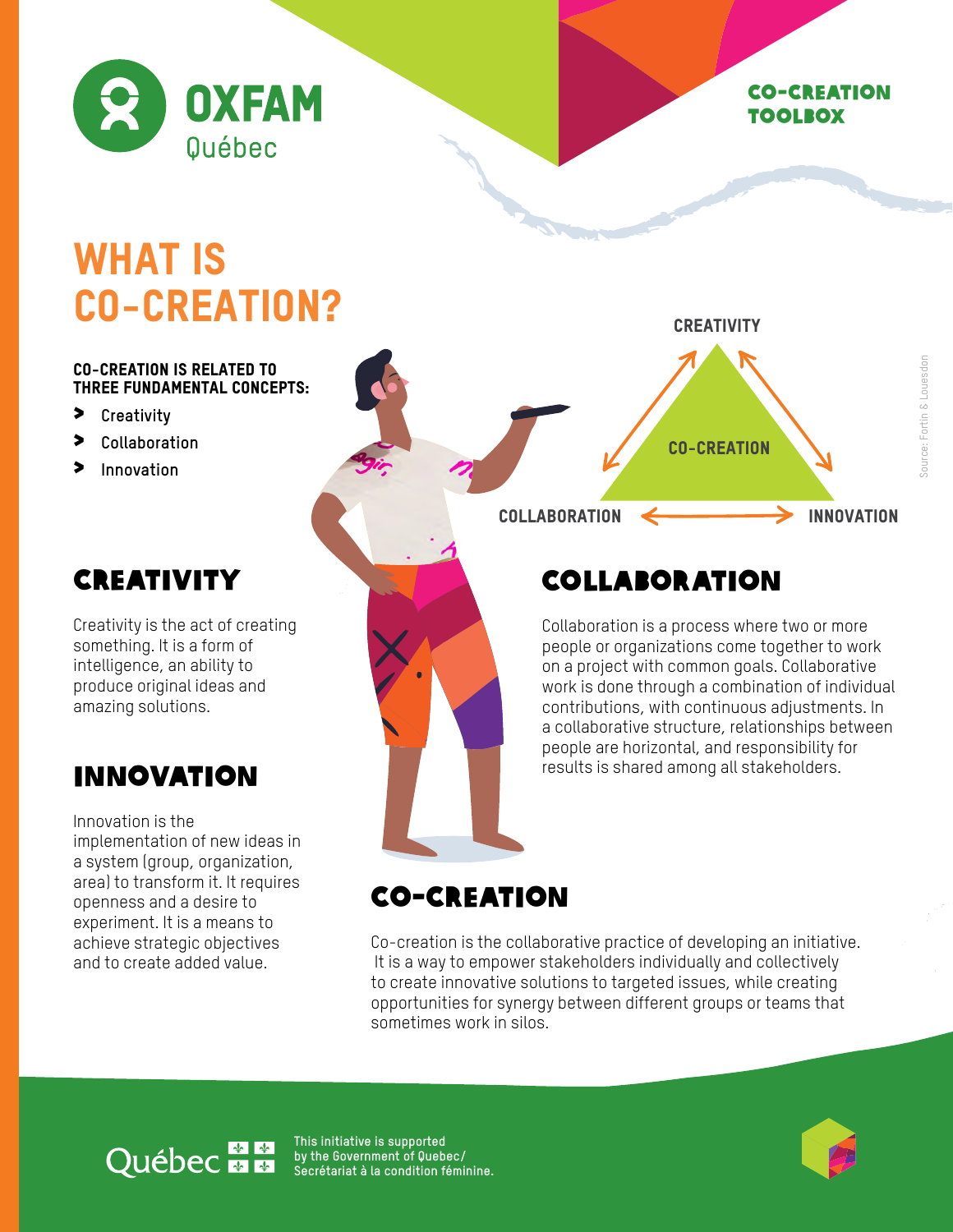OXFAM Québec

CO-CREATION TOOLBOX

# WHAT IS CO-CREATION?

**CO-CREATION IS RELATED TO THREE FUNDAMENTAL CONCEPTS:**

- Creativity
- Collaboration
- Innovation

CREATIVITY

CO-CREATION

COLLABORATION

INNOVATION

Source: Fortin & Louesdon

## CREATIVITY

Creativity is the act of creating something. It is a form of intelligence, an ability to produce original ideas and amazing solutions.

## INNOVATION

Innovation is the implementation of new ideas in a system (group, organization, area) to transform it. It requires openness and a desire to experiment. It is a means to achieve strategic objectives and to create added value.

## COLLABORATION

Collaboration is a process where two or more people or organizations come together to work on a project with common goals. Collaborative work is done through a combination of individual contributions, with continuous adjustments. In a collaborative structure, relationships between people are horizontal, and responsibility for results is shared among all stakeholders.

## CO-CREATION

Co-creation is the collaborative practice of developing an initiative. It is a way to empower stakeholders individually and collectively to create innovative solutions to targeted issues, while creating opportunities for synergy between different groups or teams that sometimes work in silos.

Québec

This initiative is supported by the Government of Quebec/ Secrétariat à la condition féminine.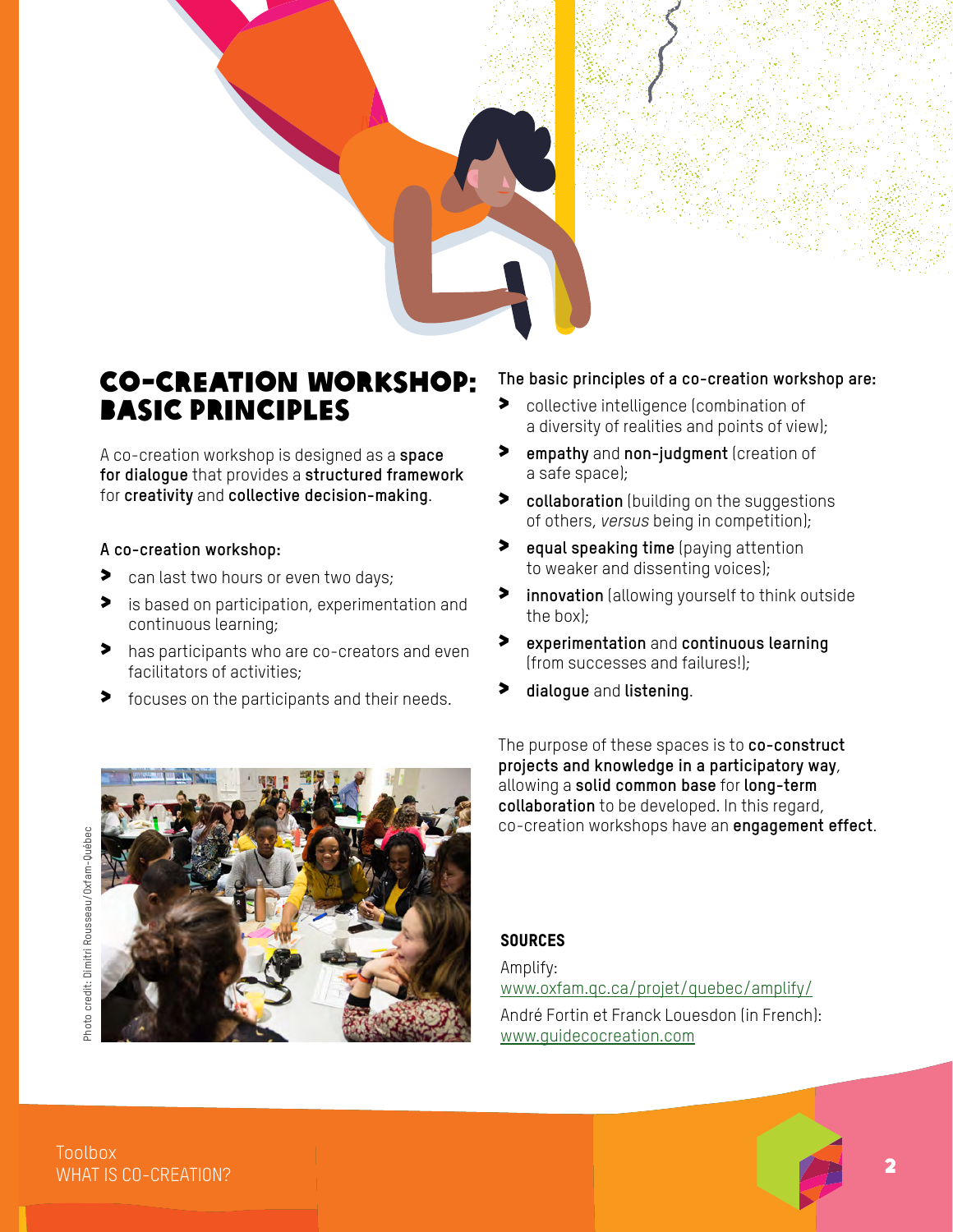# CO-CREATION WORKSHOP: BASIC PRINCIPLES

A co-creation workshop is designed as a **space for dialogue** that provides a **structured framework** for **creativity** and **collective decision-making**.

**A co-creation workshop:**

- can last two hours or even two days;
- is based on participation, experimentation and continuous learning;
- has participants who are co-creators and even facilitators of activities;
- focuses on the participants and their needs.

Photo credit: Dimitri Rousseau/Oxfam-Québec

**The basic principles of a co-creation workshop are:**

- collective intelligence (combination of a diversity of realities and points of view);
- **empathy** and **non-judgment** (creation of a safe space);
- **collaboration** (building on the suggestions of others, *versus* being in competition);
- **equal speaking time** (paying attention to weaker and dissenting voices);
- **innovation** (allowing yourself to think outside the box);
- **experimentation** and **continuous learning** (from successes and failures!);
- **dialogue** and **listening**.

The purpose of these spaces is to **co-construct projects and knowledge in a participatory way**, allowing a **solid common base** for **long-term collaboration** to be developed. In this regard, co-creation workshops have an **engagement effect**.

**SOURCES**

Amplify:
www.oxfam.qc.ca/projet/quebec/amplify/

André Fortin et Franck Louesdon (in French):
www.guidecocreation.com